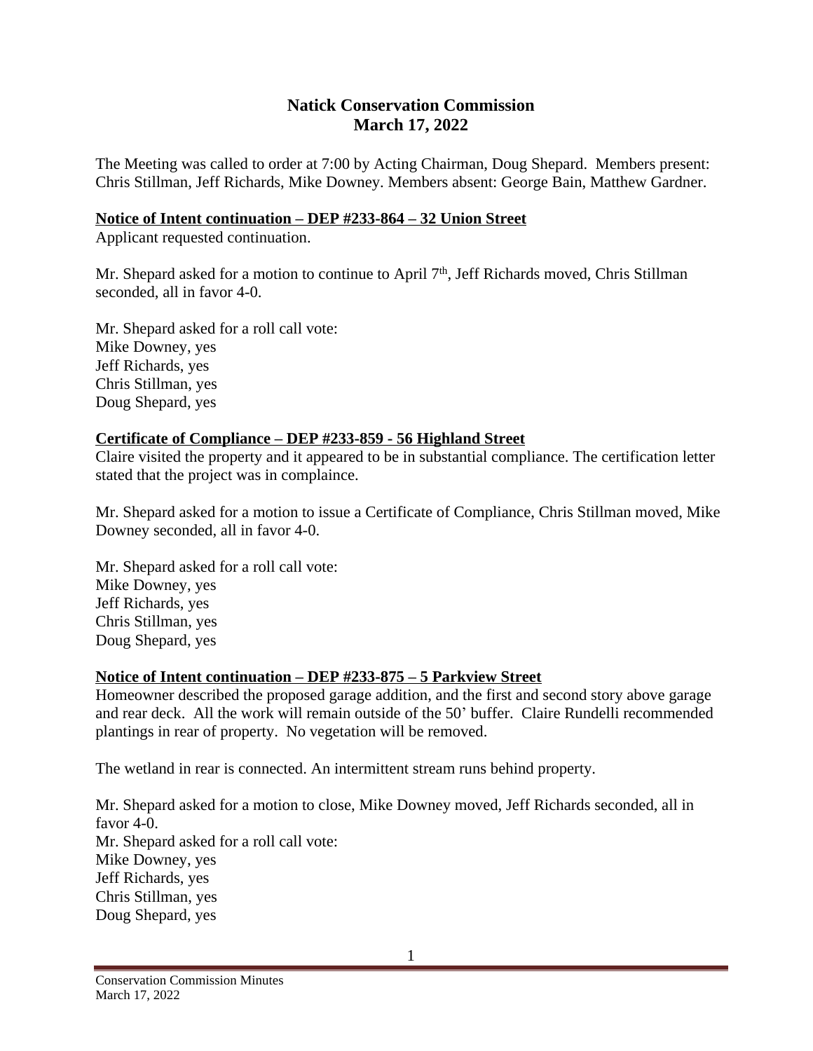# Natick Conservation Commission
## March 17, 2022

The Meeting was called to order at 7:00 by Acting Chairman, Doug Shepard. Members present: Chris Stillman, Jeff Richards, Mike Downey. Members absent: George Bain, Matthew Gardner.

**Notice of Intent continuation – DEP #233-864 – 32 Union Street**

Applicant requested continuation.

Mr. Shepard asked for a motion to continue to April 7th, Jeff Richards moved, Chris Stillman seconded, all in favor 4-0.

Mr. Shepard asked for a roll call vote:
Mike Downey, yes
Jeff Richards, yes
Chris Stillman, yes
Doug Shepard, yes

**Certificate of Compliance – DEP #233-859 - 56 Highland Street**

Claire visited the property and it appeared to be in substantial compliance. The certification letter stated that the project was in complaince.

Mr. Shepard asked for a motion to issue a Certificate of Compliance, Chris Stillman moved, Mike Downey seconded, all in favor 4-0.

Mr. Shepard asked for a roll call vote:
Mike Downey, yes
Jeff Richards, yes
Chris Stillman, yes
Doug Shepard, yes

**Notice of Intent continuation – DEP #233-875 – 5 Parkview Street**

Homeowner described the proposed garage addition, and the first and second story above garage and rear deck. All the work will remain outside of the 50' buffer. Claire Rundelli recommended plantings in rear of property. No vegetation will be removed.

The wetland in rear is connected. An intermittent stream runs behind property.

Mr. Shepard asked for a motion to close, Mike Downey moved, Jeff Richards seconded, all in favor 4-0.
Mr. Shepard asked for a roll call vote:
Mike Downey, yes
Jeff Richards, yes
Chris Stillman, yes
Doug Shepard, yes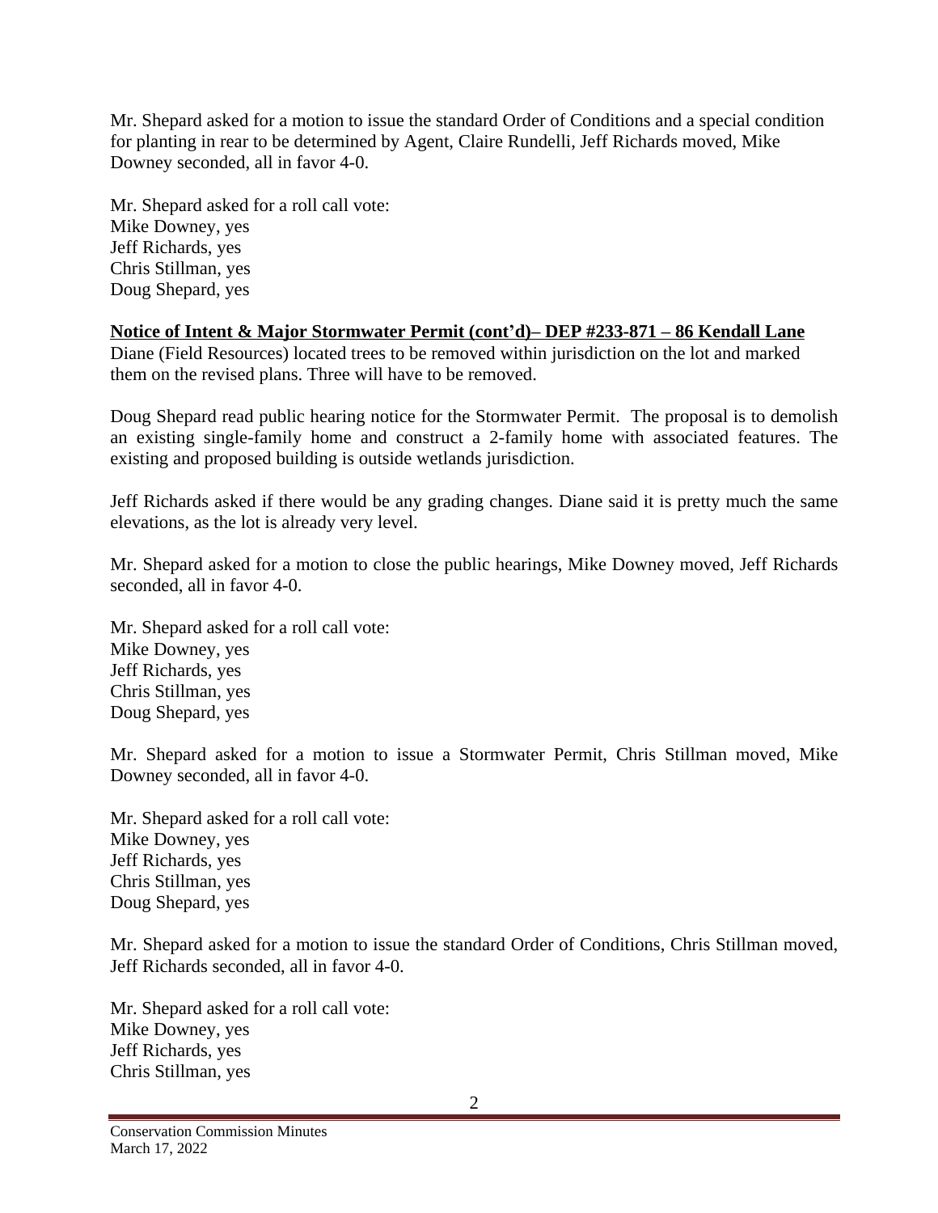Mr. Shepard asked for a motion to issue the standard Order of Conditions and a special condition for planting in rear to be determined by Agent, Claire Rundelli, Jeff Richards moved, Mike Downey seconded, all in favor 4-0.

Mr. Shepard asked for a roll call vote:
Mike Downey, yes
Jeff Richards, yes
Chris Stillman, yes
Doug Shepard, yes

**Notice of Intent & Major Stormwater Permit (cont'd)– DEP #233-871 – 86 Kendall Lane**

Diane (Field Resources) located trees to be removed within jurisdiction on the lot and marked them on the revised plans. Three will have to be removed.

Doug Shepard read public hearing notice for the Stormwater Permit. The proposal is to demolish an existing single-family home and construct a 2-family home with associated features. The existing and proposed building is outside wetlands jurisdiction.

Jeff Richards asked if there would be any grading changes. Diane said it is pretty much the same elevations, as the lot is already very level.

Mr. Shepard asked for a motion to close the public hearings, Mike Downey moved, Jeff Richards seconded, all in favor 4-0.

Mr. Shepard asked for a roll call vote:
Mike Downey, yes
Jeff Richards, yes
Chris Stillman, yes
Doug Shepard, yes

Mr. Shepard asked for a motion to issue a Stormwater Permit, Chris Stillman moved, Mike Downey seconded, all in favor 4-0.

Mr. Shepard asked for a roll call vote:
Mike Downey, yes
Jeff Richards, yes
Chris Stillman, yes
Doug Shepard, yes

Mr. Shepard asked for a motion to issue the standard Order of Conditions, Chris Stillman moved, Jeff Richards seconded, all in favor 4-0.

Mr. Shepard asked for a roll call vote:
Mike Downey, yes
Jeff Richards, yes
Chris Stillman, yes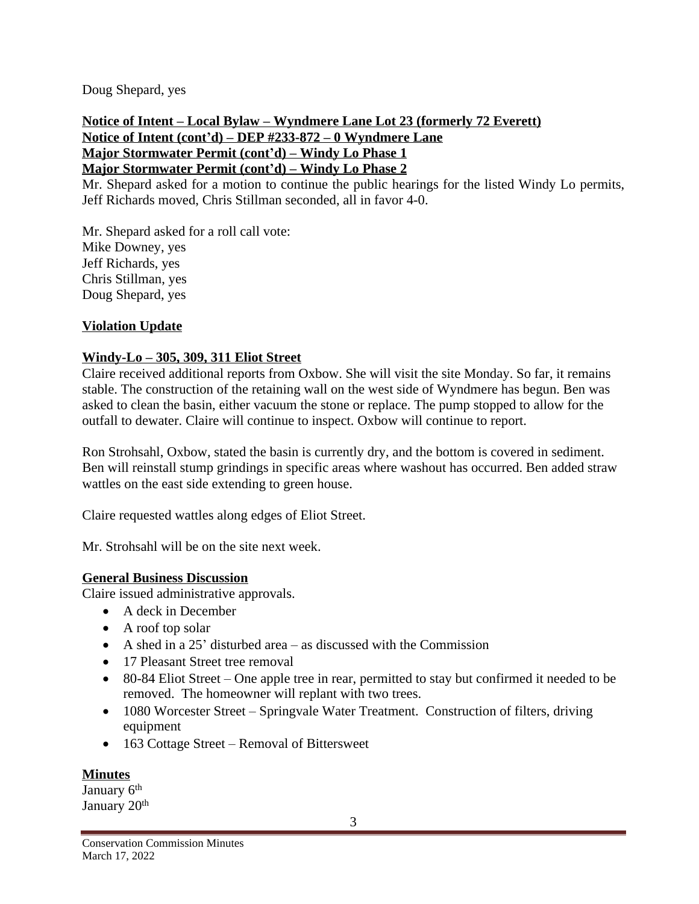Doug Shepard, yes

**Notice of Intent – Local Bylaw – Wyndmere Lane Lot 23 (formerly 72 Everett)**
**Notice of Intent (cont'd) – DEP #233-872 – 0 Wyndmere Lane**
**Major Stormwater Permit (cont'd) – Windy Lo Phase 1**
**Major Stormwater Permit (cont'd) – Windy Lo Phase 2**

Mr. Shepard asked for a motion to continue the public hearings for the listed Windy Lo permits, Jeff Richards moved, Chris Stillman seconded, all in favor 4-0.

Mr. Shepard asked for a roll call vote:
Mike Downey, yes
Jeff Richards, yes
Chris Stillman, yes
Doug Shepard, yes

**Violation Update**

**Windy-Lo – 305, 309, 311 Eliot Street**

Claire received additional reports from Oxbow. She will visit the site Monday. So far, it remains stable. The construction of the retaining wall on the west side of Wyndmere has begun. Ben was asked to clean the basin, either vacuum the stone or replace. The pump stopped to allow for the outfall to dewater. Claire will continue to inspect. Oxbow will continue to report.

Ron Strohsahl, Oxbow, stated the basin is currently dry, and the bottom is covered in sediment. Ben will reinstall stump grindings in specific areas where washout has occurred. Ben added straw wattles on the east side extending to green house.

Claire requested wattles along edges of Eliot Street.

Mr. Strohsahl will be on the site next week.

**General Business Discussion**

Claire issued administrative approvals.

- A deck in December
- A roof top solar
- A shed in a 25' disturbed area – as discussed with the Commission
- 17 Pleasant Street tree removal
- 80-84 Eliot Street – One apple tree in rear, permitted to stay but confirmed it needed to be removed. The homeowner will replant with two trees.
- 1080 Worcester Street – Springvale Water Treatment. Construction of filters, driving equipment
- 163 Cottage Street – Removal of Bittersweet

**Minutes**

January 6th
January 20th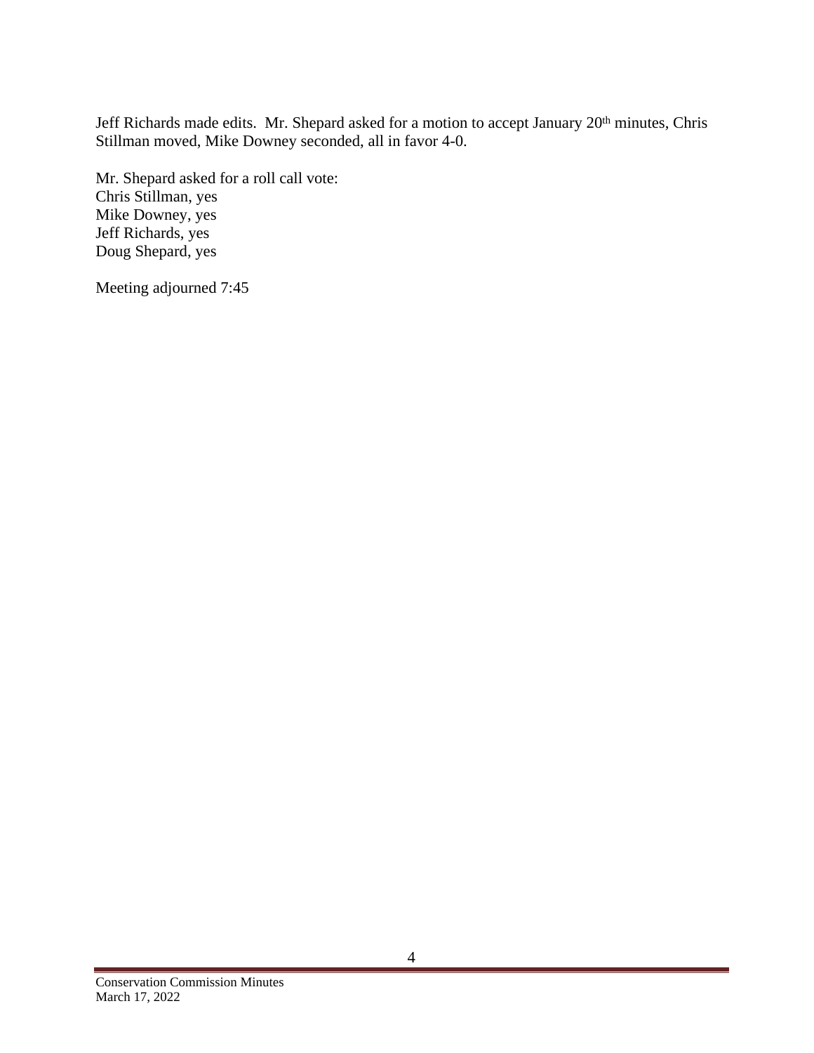Jeff Richards made edits. Mr. Shepard asked for a motion to accept January 20th minutes, Chris Stillman moved, Mike Downey seconded, all in favor 4-0.

Mr. Shepard asked for a roll call vote:
Chris Stillman, yes
Mike Downey, yes
Jeff Richards, yes
Doug Shepard, yes

Meeting adjourned 7:45